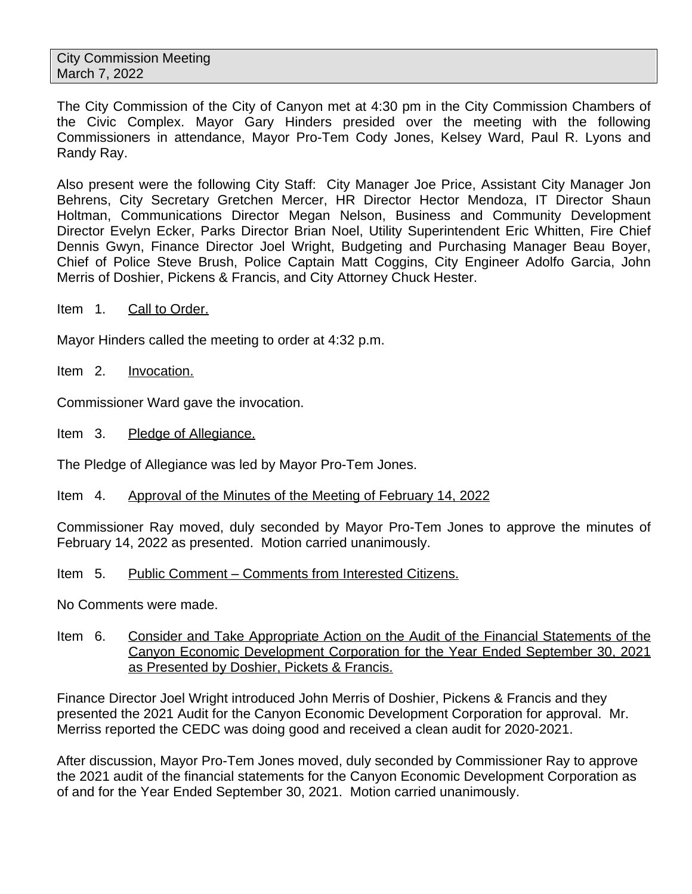City Commission Meeting
March 7, 2022

The City Commission of the City of Canyon met at 4:30 pm in the City Commission Chambers of the Civic Complex. Mayor Gary Hinders presided over the meeting with the following Commissioners in attendance, Mayor Pro-Tem Cody Jones, Kelsey Ward, Paul R. Lyons and Randy Ray.

Also present were the following City Staff: City Manager Joe Price, Assistant City Manager Jon Behrens, City Secretary Gretchen Mercer, HR Director Hector Mendoza, IT Director Shaun Holtman, Communications Director Megan Nelson, Business and Community Development Director Evelyn Ecker, Parks Director Brian Noel, Utility Superintendent Eric Whitten, Fire Chief Dennis Gwyn, Finance Director Joel Wright, Budgeting and Purchasing Manager Beau Boyer, Chief of Police Steve Brush, Police Captain Matt Coggins, City Engineer Adolfo Garcia, John Merris of Doshier, Pickens & Francis, and City Attorney Chuck Hester.

Item 1. Call to Order.

Mayor Hinders called the meeting to order at 4:32 p.m.

Item 2. Invocation.

Commissioner Ward gave the invocation.

Item 3. Pledge of Allegiance.

The Pledge of Allegiance was led by Mayor Pro-Tem Jones.

Item 4. Approval of the Minutes of the Meeting of February 14, 2022

Commissioner Ray moved, duly seconded by Mayor Pro-Tem Jones to approve the minutes of February 14, 2022 as presented. Motion carried unanimously.

Item 5. Public Comment – Comments from Interested Citizens.

No Comments were made.

Item 6. Consider and Take Appropriate Action on the Audit of the Financial Statements of the Canyon Economic Development Corporation for the Year Ended September 30, 2021 as Presented by Doshier, Pickets & Francis.

Finance Director Joel Wright introduced John Merris of Doshier, Pickens & Francis and they presented the 2021 Audit for the Canyon Economic Development Corporation for approval. Mr. Merriss reported the CEDC was doing good and received a clean audit for 2020-2021.

After discussion, Mayor Pro-Tem Jones moved, duly seconded by Commissioner Ray to approve the 2021 audit of the financial statements for the Canyon Economic Development Corporation as of and for the Year Ended September 30, 2021. Motion carried unanimously.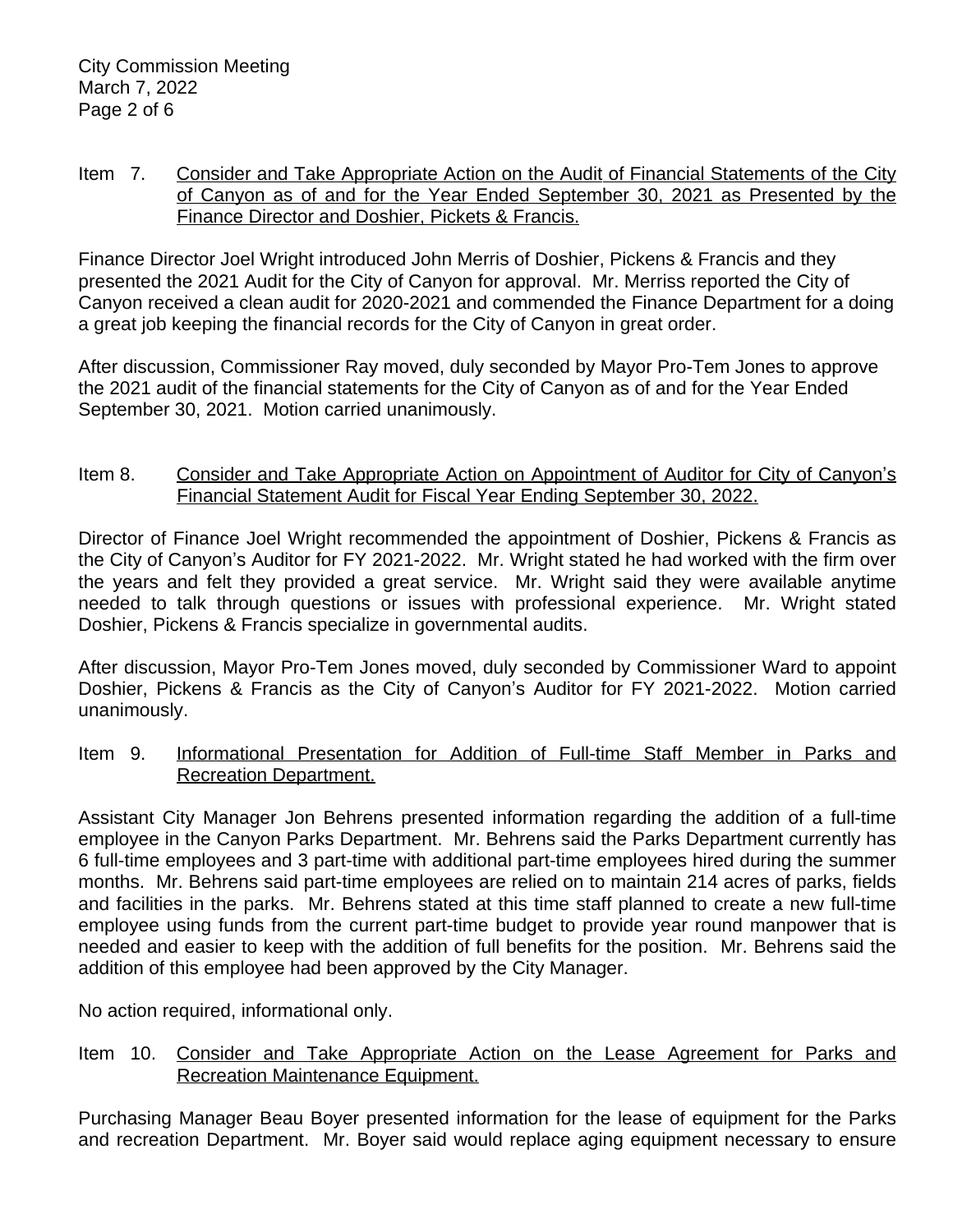Item 7. Consider and Take Appropriate Action on the Audit of Financial Statements of the City of Canyon as of and for the Year Ended September 30, 2021 as Presented by the Finance Director and Doshier, Pickets & Francis.

Finance Director Joel Wright introduced John Merris of Doshier, Pickens & Francis and they presented the 2021 Audit for the City of Canyon for approval. Mr. Merriss reported the City of Canyon received a clean audit for 2020-2021 and commended the Finance Department for a doing a great job keeping the financial records for the City of Canyon in great order.

After discussion, Commissioner Ray moved, duly seconded by Mayor Pro-Tem Jones to approve the 2021 audit of the financial statements for the City of Canyon as of and for the Year Ended September 30, 2021. Motion carried unanimously.

Item 8. Consider and Take Appropriate Action on Appointment of Auditor for City of Canyon's Financial Statement Audit for Fiscal Year Ending September 30, 2022.

Director of Finance Joel Wright recommended the appointment of Doshier, Pickens & Francis as the City of Canyon's Auditor for FY 2021-2022. Mr. Wright stated he had worked with the firm over the years and felt they provided a great service. Mr. Wright said they were available anytime needed to talk through questions or issues with professional experience. Mr. Wright stated Doshier, Pickens & Francis specialize in governmental audits.

After discussion, Mayor Pro-Tem Jones moved, duly seconded by Commissioner Ward to appoint Doshier, Pickens & Francis as the City of Canyon's Auditor for FY 2021-2022. Motion carried unanimously.

Item 9. Informational Presentation for Addition of Full-time Staff Member in Parks and Recreation Department.

Assistant City Manager Jon Behrens presented information regarding the addition of a full-time employee in the Canyon Parks Department. Mr. Behrens said the Parks Department currently has 6 full-time employees and 3 part-time with additional part-time employees hired during the summer months. Mr. Behrens said part-time employees are relied on to maintain 214 acres of parks, fields and facilities in the parks. Mr. Behrens stated at this time staff planned to create a new full-time employee using funds from the current part-time budget to provide year round manpower that is needed and easier to keep with the addition of full benefits for the position. Mr. Behrens said the addition of this employee had been approved by the City Manager.

No action required, informational only.

Item 10. Consider and Take Appropriate Action on the Lease Agreement for Parks and Recreation Maintenance Equipment.

Purchasing Manager Beau Boyer presented information for the lease of equipment for the Parks and recreation Department. Mr. Boyer said would replace aging equipment necessary to ensure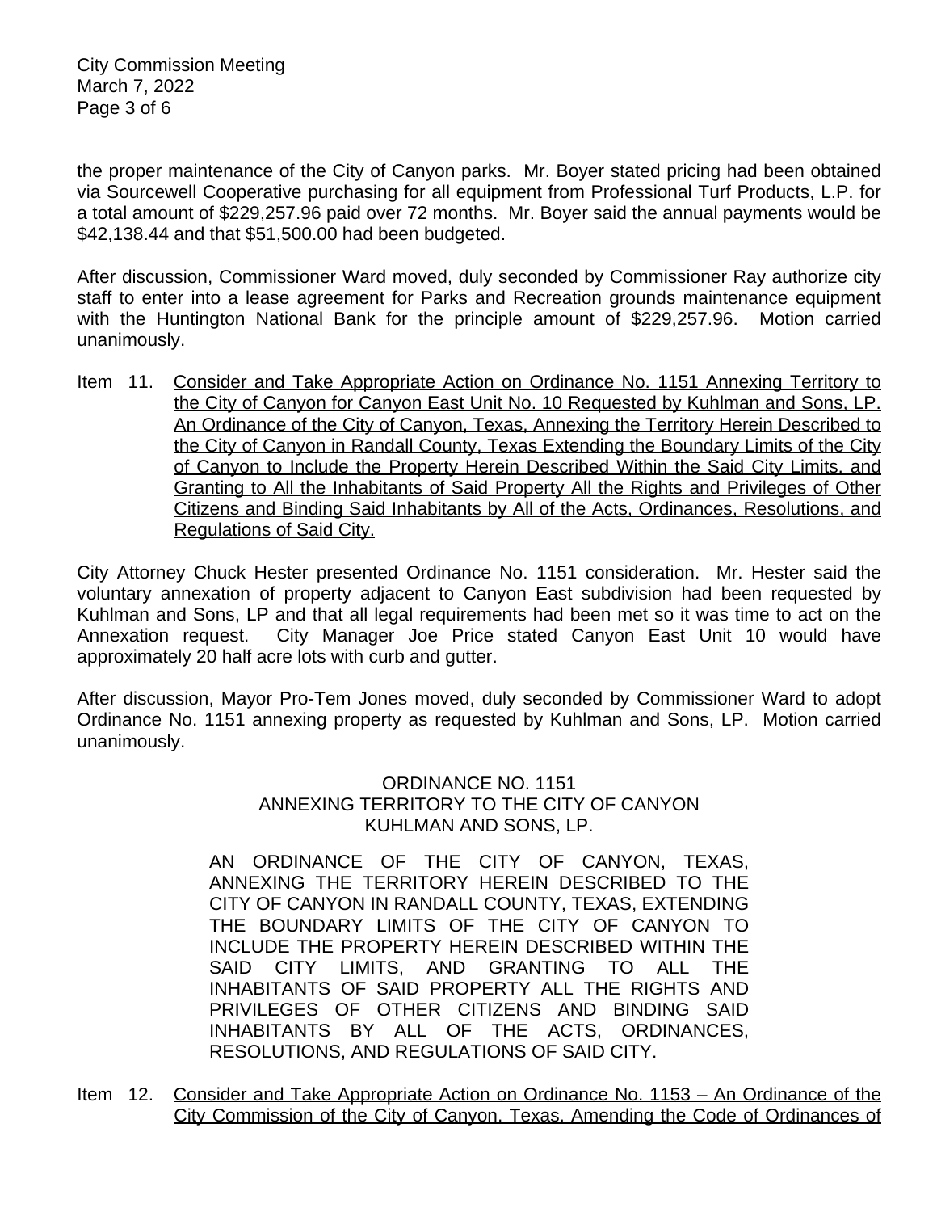the proper maintenance of the City of Canyon parks. Mr. Boyer stated pricing had been obtained via Sourcewell Cooperative purchasing for all equipment from Professional Turf Products, L.P. for a total amount of $229,257.96 paid over 72 months. Mr. Boyer said the annual payments would be $42,138.44 and that $51,500.00 had been budgeted.

After discussion, Commissioner Ward moved, duly seconded by Commissioner Ray authorize city staff to enter into a lease agreement for Parks and Recreation grounds maintenance equipment with the Huntington National Bank for the principle amount of $229,257.96. Motion carried unanimously.

Item 11. Consider and Take Appropriate Action on Ordinance No. 1151 Annexing Territory to the City of Canyon for Canyon East Unit No. 10 Requested by Kuhlman and Sons, LP. An Ordinance of the City of Canyon, Texas, Annexing the Territory Herein Described to the City of Canyon in Randall County, Texas Extending the Boundary Limits of the City of Canyon to Include the Property Herein Described Within the Said City Limits, and Granting to All the Inhabitants of Said Property All the Rights and Privileges of Other Citizens and Binding Said Inhabitants by All of the Acts, Ordinances, Resolutions, and Regulations of Said City.

City Attorney Chuck Hester presented Ordinance No. 1151 consideration. Mr. Hester said the voluntary annexation of property adjacent to Canyon East subdivision had been requested by Kuhlman and Sons, LP and that all legal requirements had been met so it was time to act on the Annexation request. City Manager Joe Price stated Canyon East Unit 10 would have approximately 20 half acre lots with curb and gutter.

After discussion, Mayor Pro-Tem Jones moved, duly seconded by Commissioner Ward to adopt Ordinance No. 1151 annexing property as requested by Kuhlman and Sons, LP. Motion carried unanimously.

ORDINANCE NO. 1151
ANNEXING TERRITORY TO THE CITY OF CANYON
KUHLMAN AND SONS, LP.

AN ORDINANCE OF THE CITY OF CANYON, TEXAS, ANNEXING THE TERRITORY HEREIN DESCRIBED TO THE CITY OF CANYON IN RANDALL COUNTY, TEXAS, EXTENDING THE BOUNDARY LIMITS OF THE CITY OF CANYON TO INCLUDE THE PROPERTY HEREIN DESCRIBED WITHIN THE SAID CITY LIMITS, AND GRANTING TO ALL THE INHABITANTS OF SAID PROPERTY ALL THE RIGHTS AND PRIVILEGES OF OTHER CITIZENS AND BINDING SAID INHABITANTS BY ALL OF THE ACTS, ORDINANCES, RESOLUTIONS, AND REGULATIONS OF SAID CITY.

Item 12. Consider and Take Appropriate Action on Ordinance No. 1153 – An Ordinance of the City Commission of the City of Canyon, Texas, Amending the Code of Ordinances of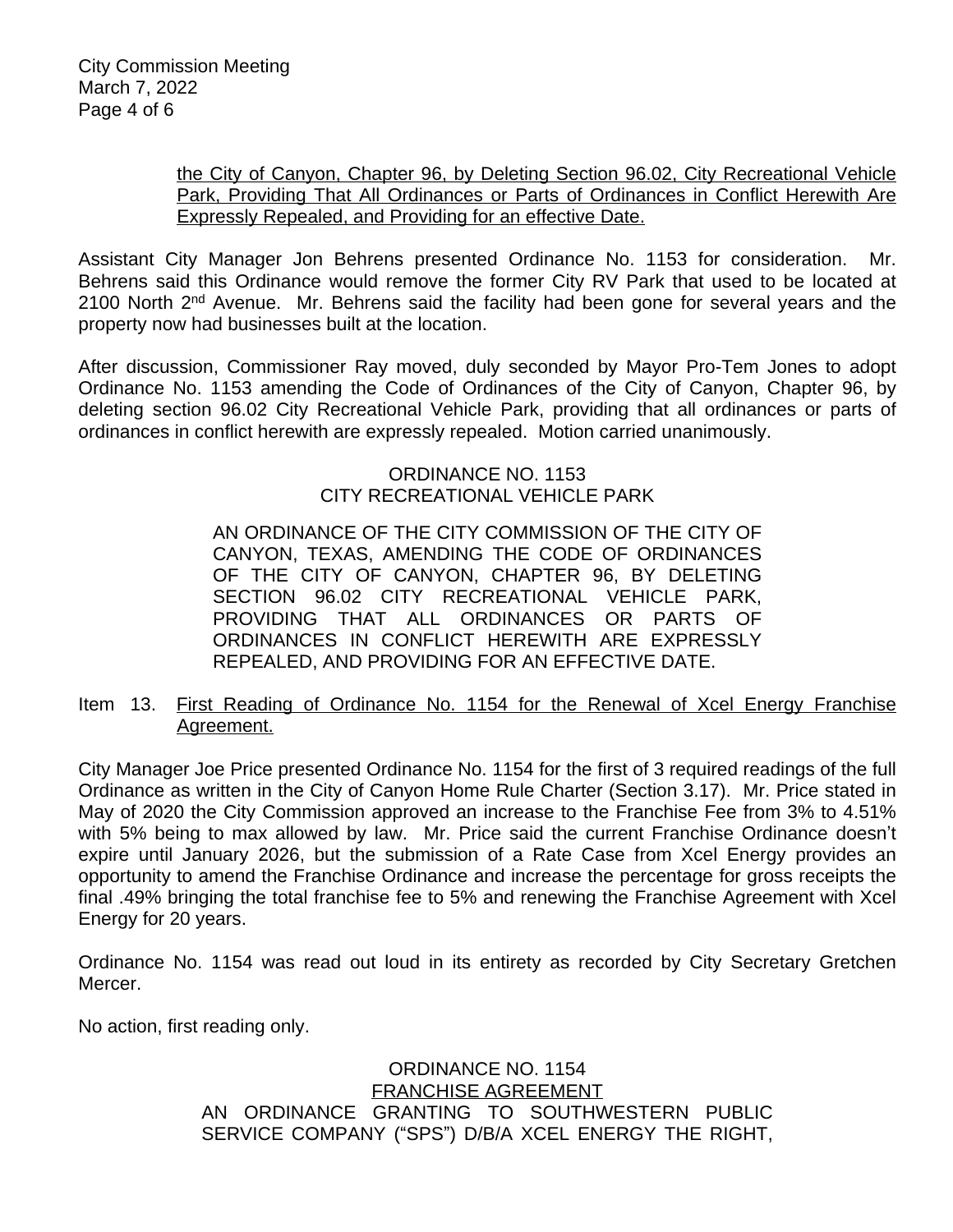the City of Canyon, Chapter 96, by Deleting Section 96.02, City Recreational Vehicle Park, Providing That All Ordinances or Parts of Ordinances in Conflict Herewith Are Expressly Repealed, and Providing for an effective Date.

Assistant City Manager Jon Behrens presented Ordinance No. 1153 for consideration. Mr. Behrens said this Ordinance would remove the former City RV Park that used to be located at 2100 North 2nd Avenue. Mr. Behrens said the facility had been gone for several years and the property now had businesses built at the location.

After discussion, Commissioner Ray moved, duly seconded by Mayor Pro-Tem Jones to adopt Ordinance No. 1153 amending the Code of Ordinances of the City of Canyon, Chapter 96, by deleting section 96.02 City Recreational Vehicle Park, providing that all ordinances or parts of ordinances in conflict herewith are expressly repealed. Motion carried unanimously.

ORDINANCE NO. 1153
CITY RECREATIONAL VEHICLE PARK

AN ORDINANCE OF THE CITY COMMISSION OF THE CITY OF CANYON, TEXAS, AMENDING THE CODE OF ORDINANCES OF THE CITY OF CANYON, CHAPTER 96, BY DELETING SECTION 96.02 CITY RECREATIONAL VEHICLE PARK, PROVIDING THAT ALL ORDINANCES OR PARTS OF ORDINANCES IN CONFLICT HEREWITH ARE EXPRESSLY REPEALED, AND PROVIDING FOR AN EFFECTIVE DATE.

Item 13. First Reading of Ordinance No. 1154 for the Renewal of Xcel Energy Franchise Agreement.

City Manager Joe Price presented Ordinance No. 1154 for the first of 3 required readings of the full Ordinance as written in the City of Canyon Home Rule Charter (Section 3.17). Mr. Price stated in May of 2020 the City Commission approved an increase to the Franchise Fee from 3% to 4.51% with 5% being to max allowed by law. Mr. Price said the current Franchise Ordinance doesn't expire until January 2026, but the submission of a Rate Case from Xcel Energy provides an opportunity to amend the Franchise Ordinance and increase the percentage for gross receipts the final .49% bringing the total franchise fee to 5% and renewing the Franchise Agreement with Xcel Energy for 20 years.

Ordinance No. 1154 was read out loud in its entirety as recorded by City Secretary Gretchen Mercer.

No action, first reading only.

ORDINANCE NO. 1154
FRANCHISE AGREEMENT
AN ORDINANCE GRANTING TO SOUTHWESTERN PUBLIC SERVICE COMPANY ("SPS") D/B/A XCEL ENERGY THE RIGHT,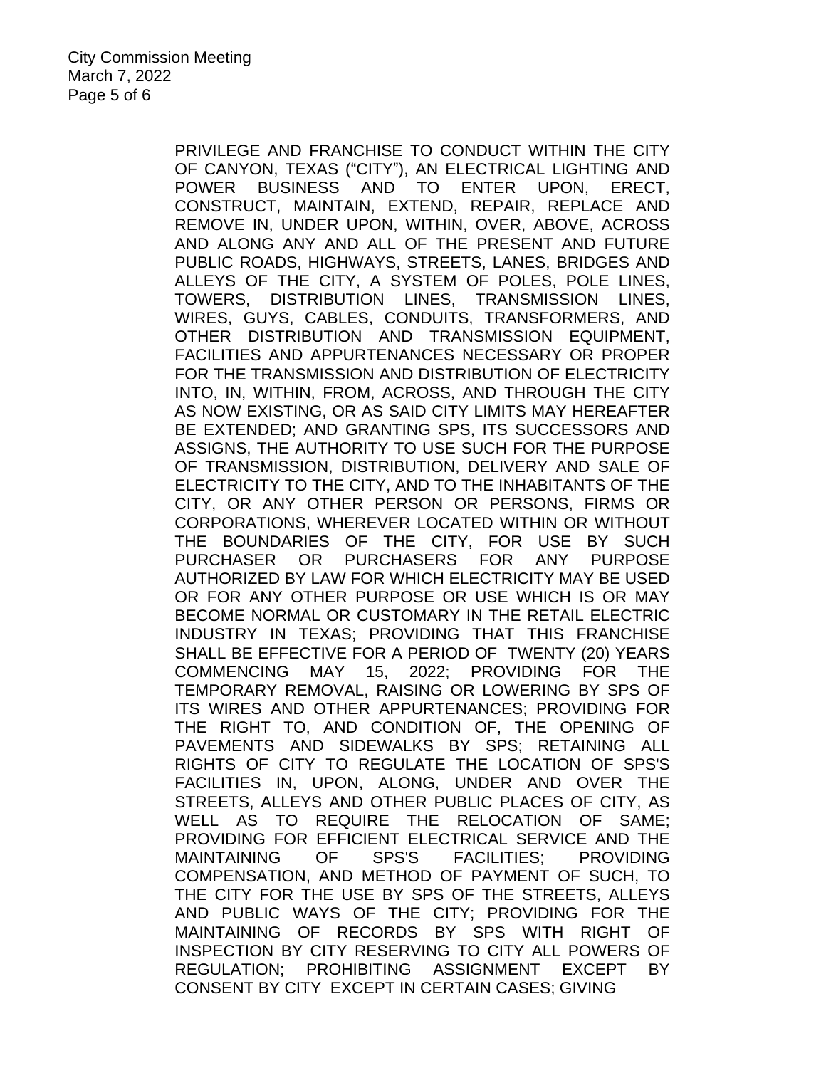PRIVILEGE AND FRANCHISE TO CONDUCT WITHIN THE CITY OF CANYON, TEXAS ("CITY"), AN ELECTRICAL LIGHTING AND POWER BUSINESS AND TO ENTER UPON, ERECT, CONSTRUCT, MAINTAIN, EXTEND, REPAIR, REPLACE AND REMOVE IN, UNDER UPON, WITHIN, OVER, ABOVE, ACROSS AND ALONG ANY AND ALL OF THE PRESENT AND FUTURE PUBLIC ROADS, HIGHWAYS, STREETS, LANES, BRIDGES AND ALLEYS OF THE CITY, A SYSTEM OF POLES, POLE LINES, TOWERS, DISTRIBUTION LINES, TRANSMISSION LINES, WIRES, GUYS, CABLES, CONDUITS, TRANSFORMERS, AND OTHER DISTRIBUTION AND TRANSMISSION EQUIPMENT, FACILITIES AND APPURTENANCES NECESSARY OR PROPER FOR THE TRANSMISSION AND DISTRIBUTION OF ELECTRICITY INTO, IN, WITHIN, FROM, ACROSS, AND THROUGH THE CITY AS NOW EXISTING, OR AS SAID CITY LIMITS MAY HEREAFTER BE EXTENDED; AND GRANTING SPS, ITS SUCCESSORS AND ASSIGNS, THE AUTHORITY TO USE SUCH FOR THE PURPOSE OF TRANSMISSION, DISTRIBUTION, DELIVERY AND SALE OF ELECTRICITY TO THE CITY, AND TO THE INHABITANTS OF THE CITY, OR ANY OTHER PERSON OR PERSONS, FIRMS OR CORPORATIONS, WHEREVER LOCATED WITHIN OR WITHOUT THE BOUNDARIES OF THE CITY, FOR USE BY SUCH PURCHASER OR PURCHASERS FOR ANY PURPOSE AUTHORIZED BY LAW FOR WHICH ELECTRICITY MAY BE USED OR FOR ANY OTHER PURPOSE OR USE WHICH IS OR MAY BECOME NORMAL OR CUSTOMARY IN THE RETAIL ELECTRIC INDUSTRY IN TEXAS; PROVIDING THAT THIS FRANCHISE SHALL BE EFFECTIVE FOR A PERIOD OF TWENTY (20) YEARS COMMENCING MAY 15, 2022; PROVIDING FOR THE TEMPORARY REMOVAL, RAISING OR LOWERING BY SPS OF ITS WIRES AND OTHER APPURTENANCES; PROVIDING FOR THE RIGHT TO, AND CONDITION OF, THE OPENING OF PAVEMENTS AND SIDEWALKS BY SPS; RETAINING ALL RIGHTS OF CITY TO REGULATE THE LOCATION OF SPS'S FACILITIES IN, UPON, ALONG, UNDER AND OVER THE STREETS, ALLEYS AND OTHER PUBLIC PLACES OF CITY, AS WELL AS TO REQUIRE THE RELOCATION OF SAME; PROVIDING FOR EFFICIENT ELECTRICAL SERVICE AND THE MAINTAINING OF SPS'S FACILITIES; PROVIDING COMPENSATION, AND METHOD OF PAYMENT OF SUCH, TO THE CITY FOR THE USE BY SPS OF THE STREETS, ALLEYS AND PUBLIC WAYS OF THE CITY; PROVIDING FOR THE MAINTAINING OF RECORDS BY SPS WITH RIGHT OF INSPECTION BY CITY RESERVING TO CITY ALL POWERS OF REGULATION; PROHIBITING ASSIGNMENT EXCEPT BY CONSENT BY CITY EXCEPT IN CERTAIN CASES; GIVING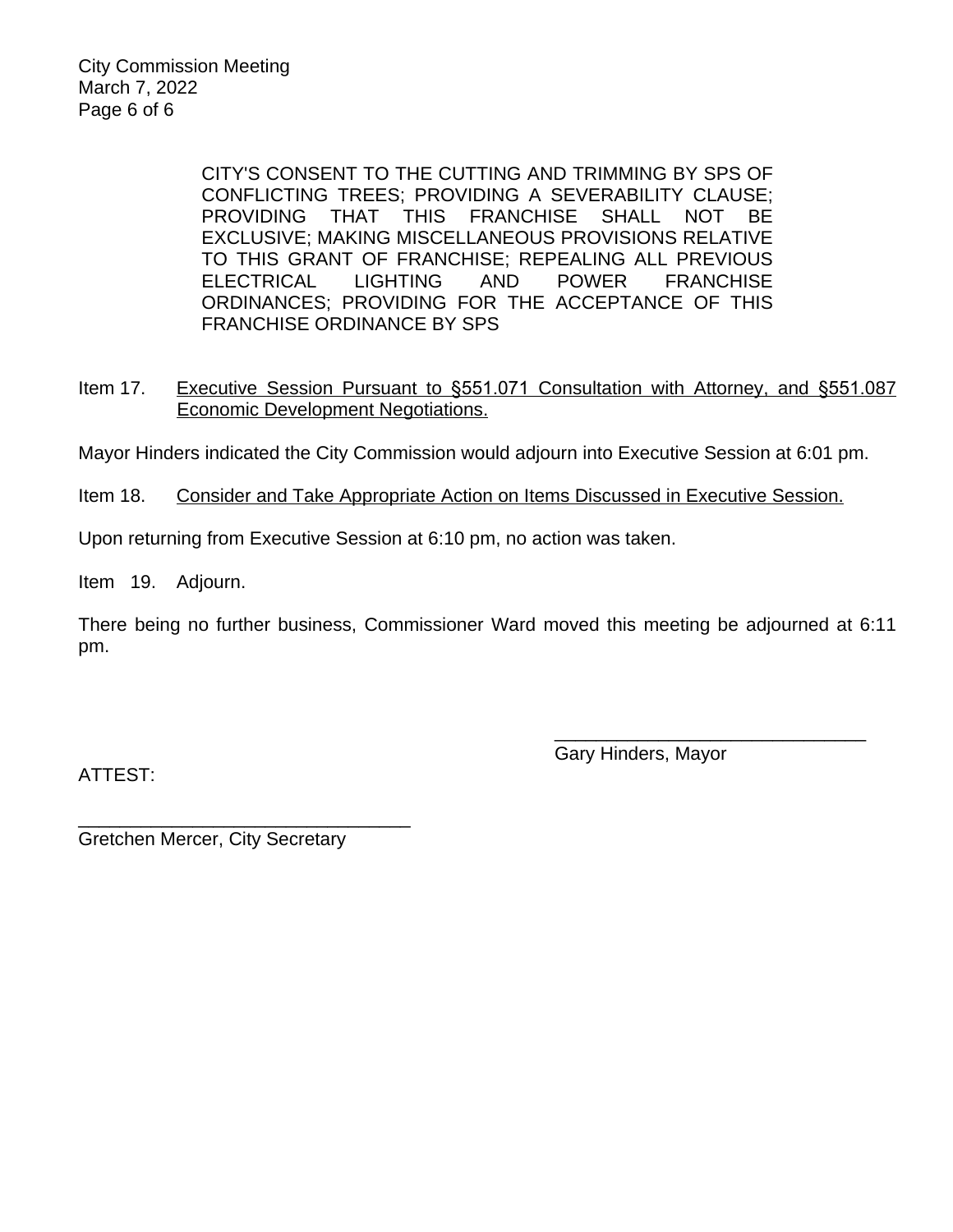CITY'S CONSENT TO THE CUTTING AND TRIMMING BY SPS OF CONFLICTING TREES; PROVIDING A SEVERABILITY CLAUSE; PROVIDING THAT THIS FRANCHISE SHALL NOT BE EXCLUSIVE; MAKING MISCELLANEOUS PROVISIONS RELATIVE TO THIS GRANT OF FRANCHISE; REPEALING ALL PREVIOUS ELECTRICAL LIGHTING AND POWER FRANCHISE ORDINANCES; PROVIDING FOR THE ACCEPTANCE OF THIS FRANCHISE ORDINANCE BY SPS

Item 17. Executive Session Pursuant to §551.071 Consultation with Attorney, and §551.087 Economic Development Negotiations.

Mayor Hinders indicated the City Commission would adjourn into Executive Session at 6:01 pm.

Item 18. Consider and Take Appropriate Action on Items Discussed in Executive Session.

Upon returning from Executive Session at 6:10 pm, no action was taken.

Item 19. Adjourn.

There being no further business, Commissioner Ward moved this meeting be adjourned at 6:11 pm.

_______________________________
Gary Hinders, Mayor

ATTEST:

_______________________________
Gretchen Mercer, City Secretary